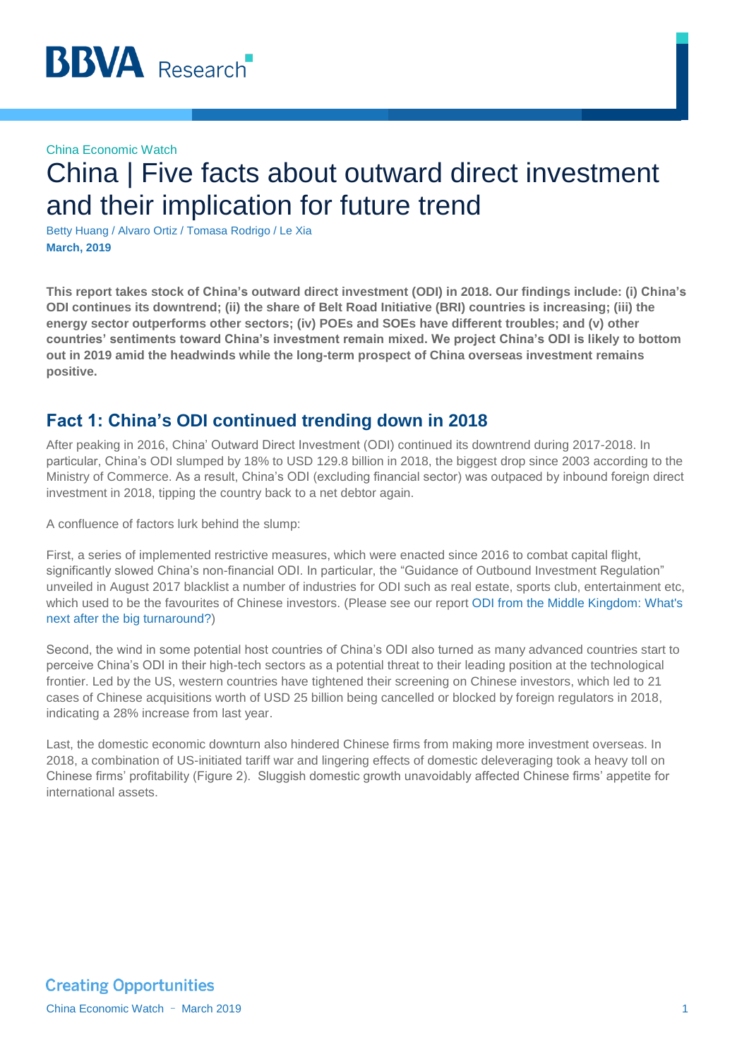China Economic Watch

# China | Five facts about outward direct investment and their implication for future trend

Betty Huang / Alvaro Ortiz / Tomasa Rodrigo / Le Xia

**March, 2019**

**This report takes stock of China's outward direct investment (ODI) in 2018. Our findings include: (i) China's ODI continues its downtrend; (ii) the share of Belt Road Initiative (BRI) countries is increasing; (iii) the energy sector outperforms other sectors; (iv) POEs and SOEs have different troubles; and (v) other countries' sentiments toward China's investment remain mixed. We project China's ODI is likely to bottom out in 2019 amid the headwinds while the long-term prospect of China overseas investment remains positive.**

## Fact 1: China's ODI continued trending down in 2018

After peaking in 2016, China' Outward Direct Investment (ODI) continued its downtrend during 2017-2018. In particular, China's ODI slumped by 18% to USD 129.8 billion in 2018, the biggest drop since 2003 according to the Ministry of Commerce. As a result, China's ODI (excluding financial sector) was outpaced by inbound foreign direct investment in 2018, tipping the country back to a net debtor again.

A confluence of factors lurk behind the slump:

First, a series of implemented restrictive measures, which were enacted since 2016 to combat capital flight, significantly slowed China's non-financial ODI. In particular, the "Guidance of Outbound Investment Regulation" unveiled in August 2017 blacklist a number of industries for ODI such as real estate, sports club, entertainment etc, which used to be the favourites of Chinese investors. (Please see our report ODI from the Middle Kingdom: What's next after the big turnaround?)

Second, the wind in some potential host countries of China's ODI also turned as many advanced countries start to perceive China's ODI in their high-tech sectors as a potential threat to their leading position at the technological frontier. Led by the US, western countries have tightened their screening on Chinese investors, which led to 21 cases of Chinese acquisitions worth of USD 25 billion being cancelled or blocked by foreign regulators in 2018, indicating a 28% increase from last year.

Last, the domestic economic downturn also hindered Chinese firms from making more investment overseas. In 2018, a combination of US-initiated tariff war and lingering effects of domestic deleveraging took a heavy toll on Chinese firms' profitability (Figure 2). Sluggish domestic growth unavoidably affected Chinese firms' appetite for international assets.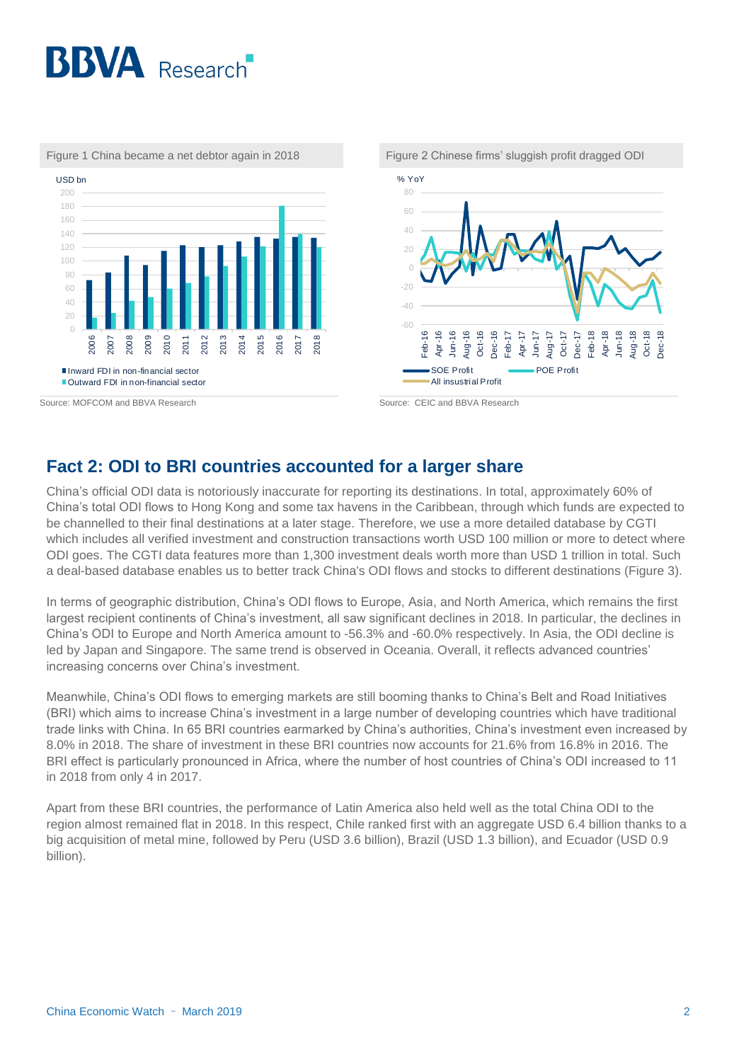Figure 1 China became a net debtor again in 2018

Source: MOFCOM and BBVA Research

Figure 2 Chinese firms' sluggish profit dragged ODI

Source: CEIC and BBVA Research

## Fact 2: ODI to BRI countries accounted for a larger share

China's official ODI data is notoriously inaccurate for reporting its destinations. In total, approximately 60% of China's total ODI flows to Hong Kong and some tax havens in the Caribbean, through which funds are expected to be channelled to their final destinations at a later stage. Therefore, we use a more detailed database by CGTI which includes all verified investment and construction transactions worth USD 100 million or more to detect where ODI goes. The CGTI data features more than 1,300 investment deals worth more than USD 1 trillion in total. Such a deal-based database enables us to better track China's ODI flows and stocks to different destinations (Figure 3).

In terms of geographic distribution, China's ODI flows to Europe, Asia, and North America, which remains the first largest recipient continents of China's investment, all saw significant declines in 2018. In particular, the declines in China's ODI to Europe and North America amount to -56.3% and -60.0% respectively. In Asia, the ODI decline is led by Japan and Singapore. The same trend is observed in Oceania. Overall, it reflects advanced countries' increasing concerns over China's investment.

Meanwhile, China's ODI flows to emerging markets are still booming thanks to China's Belt and Road Initiatives (BRI) which aims to increase China's investment in a large number of developing countries which have traditional trade links with China. In 65 BRI countries earmarked by China's authorities, China's investment even increased by 8.0% in 2018. The share of investment in these BRI countries now accounts for 21.6% from 16.8% in 2016. The BRI effect is particularly pronounced in Africa, where the number of host countries of China's ODI increased to 11 in 2018 from only 4 in 2017.

Apart from these BRI countries, the performance of Latin America also held well as the total China ODI to the region almost remained flat in 2018. In this respect, Chile ranked first with an aggregate USD 6.4 billion thanks to a big acquisition of metal mine, followed by Peru (USD 3.6 billion), Brazil (USD 1.3 billion), and Ecuador (USD 0.9 billion).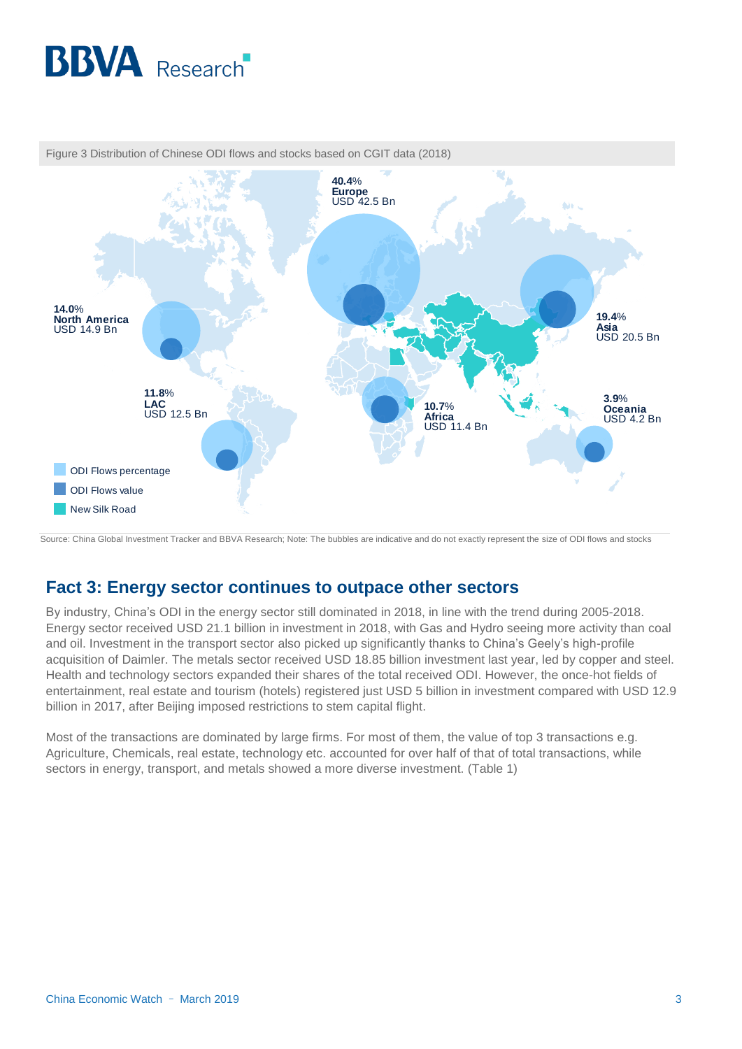Figure 3 Distribution of Chinese ODI flows and stocks based on CGIT data (2018)

40.4% **Europe** USD 42.5 Bn

14.0% **North America** USD 14.9 Bn

19.4% **Asia** USD 20.5 Bn

11.8% **LAC** USD 12.5 Bn

10.7% **Africa** USD 11.4 Bn

3.9% **Oceania** USD 4.2 Bn

ODI Flows percentage

ODI Flows value

New Silk Road

Source: China Global Investment Tracker and BBVA Research; Note: The bubbles are indicative and do not exactly represent the size of ODI flows and stocks

## Fact 3: Energy sector continues to outpace other sectors

By industry, China's ODI in the energy sector still dominated in 2018, in line with the trend during 2005-2018. Energy sector received USD 21.1 billion in investment in 2018, with Gas and Hydro seeing more activity than coal and oil. Investment in the transport sector also picked up significantly thanks to China's Geely's high-profile acquisition of Daimler. The metals sector received USD 18.85 billion investment last year, led by copper and steel. Health and technology sectors expanded their shares of the total received ODI. However, the once-hot fields of entertainment, real estate and tourism (hotels) registered just USD 5 billion in investment compared with USD 12.9 billion in 2017, after Beijing imposed restrictions to stem capital flight.

Most of the transactions are dominated by large firms. For most of them, the value of top 3 transactions e.g. Agriculture, Chemicals, real estate, technology etc. accounted for over half of that of total transactions, while sectors in energy, transport, and metals showed a more diverse investment. (Table 1)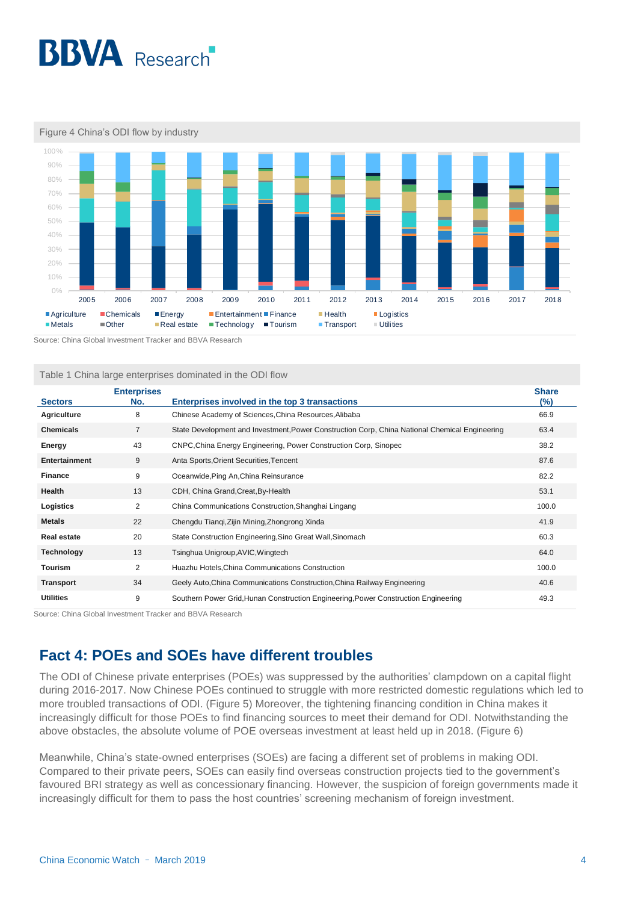Figure 4 China's ODI flow by industry

Source: China Global Investment Tracker and BBVA Research

Table 1 China large enterprises dominated in the ODI flow

| Sectors | Enterprises No. | Enterprises involved in the top 3 transactions | Share (%) |
|---|---|---|---|
| Agriculture | 8 | Chinese Academy of Sciences,China Resources,Alibaba | 66.9 |
| Chemicals | 7 | State Development and Investment,Power Construction Corp, China National Chemical Engineering | 63.4 |
| Energy | 43 | CNPC,China Energy Engineering, Power Construction Corp, Sinopec | 38.2 |
| Entertainment | 9 | Anta Sports,Orient Securities,Tencent | 87.6 |
| Finance | 9 | Oceanwide,Ping An,China Reinsurance | 82.2 |
| Health | 13 | CDH, China Grand,Creat,By-Health | 53.1 |
| Logistics | 2 | China Communications Construction,Shanghai Lingang | 100.0 |
| Metals | 22 | Chengdu Tianqi,Zijin Mining,Zhongrong Xinda | 41.9 |
| Real estate | 20 | State Construction Engineering,Sino Great Wall,Sinomach | 60.3 |
| Technology | 13 | Tsinghua Unigroup,AVIC,Wingtech | 64.0 |
| Tourism | 2 | Huazhu Hotels,China Communications Construction | 100.0 |
| Transport | 34 | Geely Auto,China Communications Construction,China Railway Engineering | 40.6 |
| Utilities | 9 | Southern Power Grid,Hunan Construction Engineering,Power Construction Engineering | 49.3 |

Source: China Global Investment Tracker and BBVA Research

## Fact 4: POEs and SOEs have different troubles

The ODI of Chinese private enterprises (POEs) was suppressed by the authorities' clampdown on a capital flight during 2016-2017. Now Chinese POEs continued to struggle with more restricted domestic regulations which led to more troubled transactions of ODI. (Figure 5) Moreover, the tightening financing condition in China makes it increasingly difficult for those POEs to find financing sources to meet their demand for ODI. Notwithstanding the above obstacles, the absolute volume of POE overseas investment at least held up in 2018. (Figure 6)

Meanwhile, China's state-owned enterprises (SOEs) are facing a different set of problems in making ODI. Compared to their private peers, SOEs can easily find overseas construction projects tied to the government's favoured BRI strategy as well as concessionary financing. However, the suspicion of foreign governments made it increasingly difficult for them to pass the host countries' screening mechanism of foreign investment.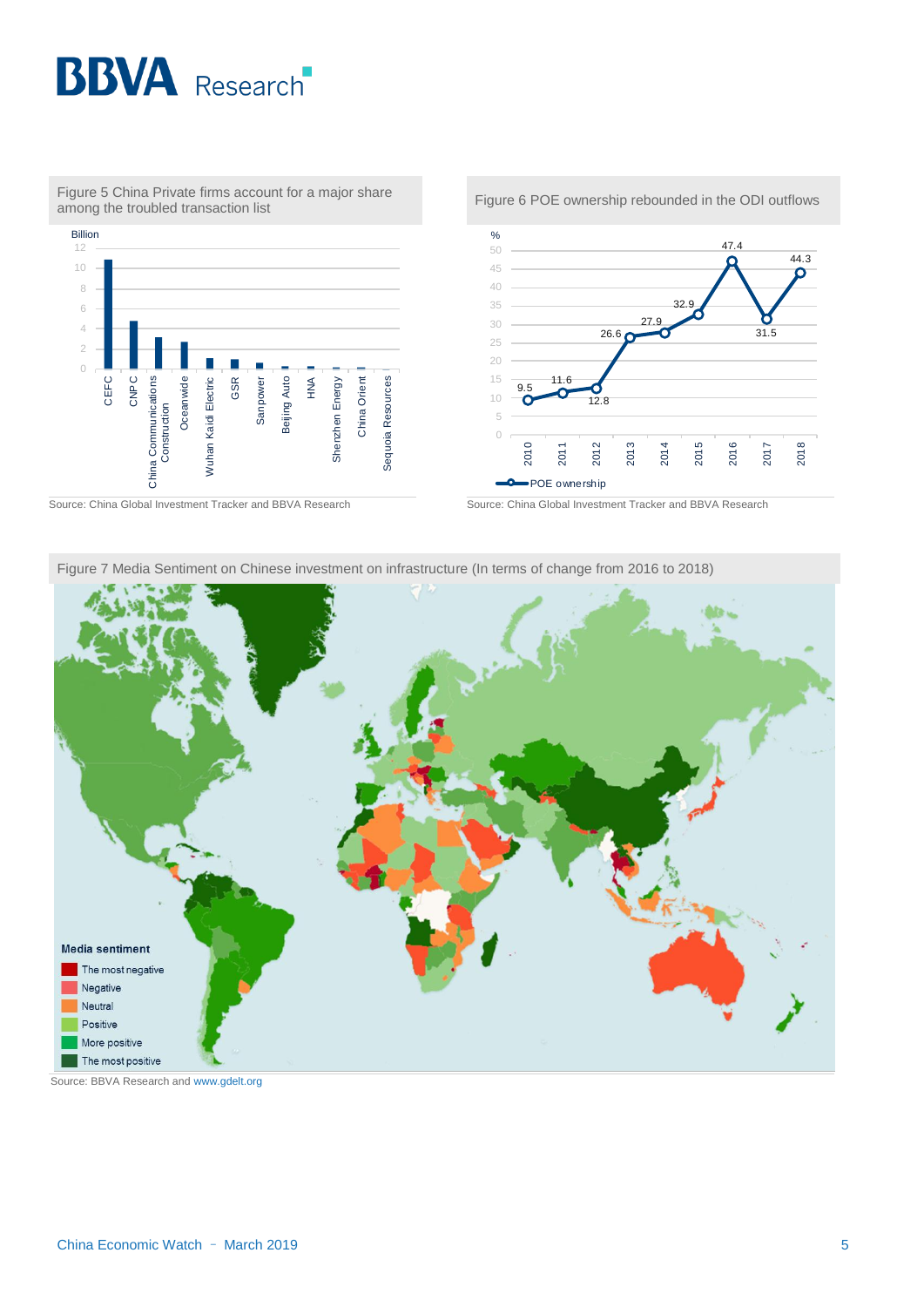Figure 5 China Private firms account for a major share among the troubled transaction list

Billion

| Company | Value (approx.) |
|---|---|
| CEFC | ~10.8 |
| CNPC | ~4.7 |
| China Communications Construction | ~3.1 |
| Oceanwide | ~2.6 |
| Wuhan Kaidi Electric | ~1.0 |
| GSR | ~0.9 |
| Sanpower | ~0.6 |
| Beijing Auto | ~0.2 |
| HNA | ~0.2 |
| Shenzhen Energy | ~0.1 |
| China Orient | ~0.1 |
| Sequoia Resources | ~0.0 |

Source: China Global Investment Tracker and BBVA Research

Figure 6 POE ownership rebounded in the ODI outflows

%

| Year | POE ownership |
|---|---|
| 2010 | 9.5 |
| 2011 | 11.6 |
| 2012 | 12.8 |
| 2013 | 26.6 |
| 2014 | 27.9 |
| 2015 | 32.9 |
| 2016 | 47.4 |
| 2017 | 31.5 |
| 2018 | 44.3 |

Source: China Global Investment Tracker and BBVA Research

Figure 7 Media Sentiment on Chinese investment on infrastructure (In terms of change from 2016 to 2018)

Media sentiment
- The most negative
- Negative
- Neutral
- Positive
- More positive
- The most positive

Source: BBVA Research and www.gdelt.org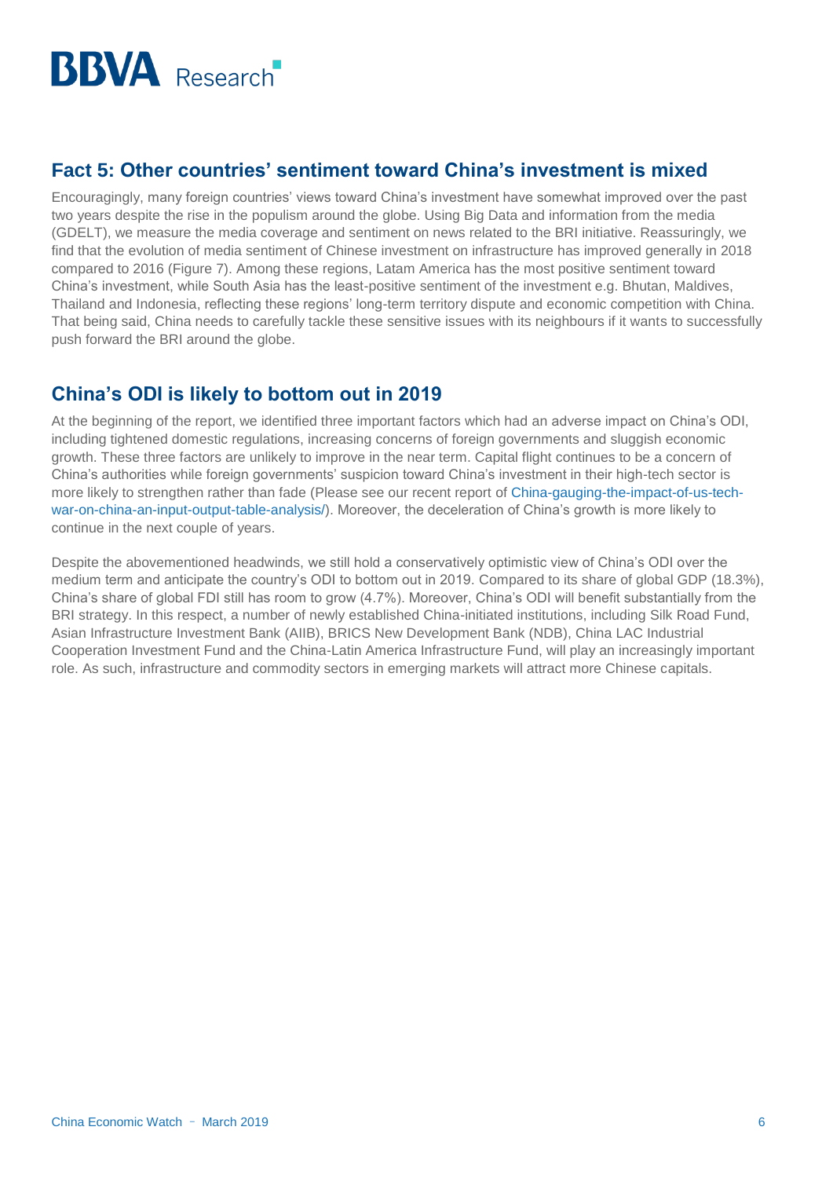## Fact 5: Other countries' sentiment toward China's investment is mixed

Encouragingly, many foreign countries' views toward China's investment have somewhat improved over the past two years despite the rise in the populism around the globe. Using Big Data and information from the media (GDELT), we measure the media coverage and sentiment on news related to the BRI initiative. Reassuringly, we find that the evolution of media sentiment of Chinese investment on infrastructure has improved generally in 2018 compared to 2016 (Figure 7). Among these regions, Latam America has the most positive sentiment toward China's investment, while South Asia has the least-positive sentiment of the investment e.g. Bhutan, Maldives, Thailand and Indonesia, reflecting these regions' long-term territory dispute and economic competition with China. That being said, China needs to carefully tackle these sensitive issues with its neighbours if it wants to successfully push forward the BRI around the globe.

## China's ODI is likely to bottom out in 2019

At the beginning of the report, we identified three important factors which had an adverse impact on China's ODI, including tightened domestic regulations, increasing concerns of foreign governments and sluggish economic growth. These three factors are unlikely to improve in the near term. Capital flight continues to be a concern of China's authorities while foreign governments' suspicion toward China's investment in their high-tech sector is more likely to strengthen rather than fade (Please see our recent report of China-gauging-the-impact-of-us-tech-war-on-china-an-input-output-table-analysis/). Moreover, the deceleration of China's growth is more likely to continue in the next couple of years.

Despite the abovementioned headwinds, we still hold a conservatively optimistic view of China's ODI over the medium term and anticipate the country's ODI to bottom out in 2019. Compared to its share of global GDP (18.3%), China's share of global FDI still has room to grow (4.7%). Moreover, China's ODI will benefit substantially from the BRI strategy. In this respect, a number of newly established China-initiated institutions, including Silk Road Fund, Asian Infrastructure Investment Bank (AIIB), BRICS New Development Bank (NDB), China LAC Industrial Cooperation Investment Fund and the China-Latin America Infrastructure Fund, will play an increasingly important role. As such, infrastructure and commodity sectors in emerging markets will attract more Chinese capitals.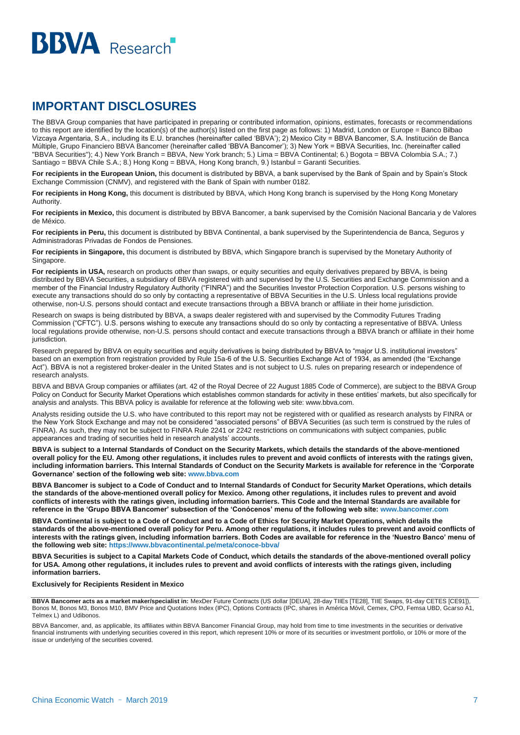# IMPORTANT DISCLOSURES

The BBVA Group companies that have participated in preparing or contributed information, opinions, estimates, forecasts or recommendations to this report are identified by the location(s) of the author(s) listed on the first page as follows: 1) Madrid, London or Europe = Banco Bilbao Vizcaya Argentaria, S.A., including its E.U. branches (hereinafter called 'BBVA'); 2) Mexico City = BBVA Bancomer, S.A. Institución de Banca Múltiple, Grupo Financiero BBVA Bancomer (hereinafter called 'BBVA Bancomer'); 3) New York = BBVA Securities, Inc. (hereinafter called "BBVA Securities"); 4.) New York Branch = BBVA, New York branch; 5.) Lima = BBVA Continental; 6.) Bogota = BBVA Colombia S.A.; 7.) Santiago = BBVA Chile S.A.; 8.) Hong Kong = BBVA, Hong Kong branch, 9.) Istanbul = Garanti Securities.

**For recipients in the European Union,** this document is distributed by BBVA, a bank supervised by the Bank of Spain and by Spain's Stock Exchange Commission (CNMV), and registered with the Bank of Spain with number 0182.

**For recipients in Hong Kong,** this document is distributed by BBVA, which Hong Kong branch is supervised by the Hong Kong Monetary Authority.

**For recipients in Mexico,** this document is distributed by BBVA Bancomer, a bank supervised by the Comisión Nacional Bancaria y de Valores de México.

**For recipients in Peru,** this document is distributed by BBVA Continental, a bank supervised by the Superintendencia de Banca, Seguros y Administradoras Privadas de Fondos de Pensiones.

**For recipients in Singapore,** this document is distributed by BBVA, which Singapore branch is supervised by the Monetary Authority of Singapore.

**For recipients in USA,** research on products other than swaps, or equity securities and equity derivatives prepared by BBVA, is being distributed by BBVA Securities, a subsidiary of BBVA registered with and supervised by the U.S. Securities and Exchange Commission and a member of the Financial Industry Regulatory Authority ("FINRA") and the Securities Investor Protection Corporation. U.S. persons wishing to execute any transactions should do so only by contacting a representative of BBVA Securities in the U.S. Unless local regulations provide otherwise, non-U.S. persons should contact and execute transactions through a BBVA branch or affiliate in their home jurisdiction.

Research on swaps is being distributed by BBVA, a swaps dealer registered with and supervised by the Commodity Futures Trading Commission ("CFTC"). U.S. persons wishing to execute any transactions should do so only by contacting a representative of BBVA. Unless local regulations provide otherwise, non-U.S. persons should contact and execute transactions through a BBVA branch or affiliate in their home jurisdiction.

Research prepared by BBVA on equity securities and equity derivatives is being distributed by BBVA to "major U.S. institutional investors" based on an exemption from registration provided by Rule 15a-6 of the U.S. Securities Exchange Act of 1934, as amended (the "Exchange Act"). BBVA is not a registered broker-dealer in the United States and is not subject to U.S. rules on preparing research or independence of research analysts.

BBVA and BBVA Group companies or affiliates (art. 42 of the Royal Decree of 22 August 1885 Code of Commerce), are subject to the BBVA Group Policy on Conduct for Security Market Operations which establishes common standards for activity in these entities' markets, but also specifically for analysis and analysts. This BBVA policy is available for reference at the following web site: www.bbva.com.

Analysts residing outside the U.S. who have contributed to this report may not be registered with or qualified as research analysts by FINRA or the New York Stock Exchange and may not be considered "associated persons" of BBVA Securities (as such term is construed by the rules of FINRA). As such, they may not be subject to FINRA Rule 2241 or 2242 restrictions on communications with subject companies, public appearances and trading of securities held in research analysts' accounts.

**BBVA is subject to a Internal Standards of Conduct on the Security Markets, which details the standards of the above-mentioned overall policy for the EU. Among other regulations, it includes rules to prevent and avoid conflicts of interests with the ratings given, including information barriers. This Internal Standards of Conduct on the Security Markets is available for reference in the 'Corporate Governance' section of the following web site: www.bbva.com**

**BBVA Bancomer is subject to a Code of Conduct and to Internal Standards of Conduct for Security Market Operations, which details the standards of the above-mentioned overall policy for Mexico. Among other regulations, it includes rules to prevent and avoid conflicts of interests with the ratings given, including information barriers. This Code and the Internal Standards are available for reference in the 'Grupo BBVA Bancomer' subsection of the 'Conócenos' menu of the following web site: www.bancomer.com**

**BBVA Continental is subject to a Code of Conduct and to a Code of Ethics for Security Market Operations, which details the standards of the above-mentioned overall policy for Peru. Among other regulations, it includes rules to prevent and avoid conflicts of interests with the ratings given, including information barriers. Both Codes are available for reference in the 'Nuestro Banco' menu of the following web site: https://www.bbvacontinental.pe/meta/conoce-bbva/**

**BBVA Securities is subject to a Capital Markets Code of Conduct, which details the standards of the above-mentioned overall policy for USA. Among other regulations, it includes rules to prevent and avoid conflicts of interests with the ratings given, including information barriers.**

**Exclusively for Recipients Resident in Mexico**

**BBVA Bancomer acts as a market maker/specialist in:** MexDer Future Contracts (US dollar [DEUA], 28-day TIIEs [TE28], TIIE Swaps, 91-day CETES [CE91]), Bonos M, Bonos M3, Bonos M10, BMV Price and Quotations Index (IPC), Options Contracts (IPC, shares in América Móvil, Cemex, CPO, Femsa UBD, Gcarso A1, Telmex L) and Udibonos.

BBVA Bancomer, and, as applicable, its affiliates within BBVA Bancomer Financial Group, may hold from time to time investments in the securities or derivative financial instruments with underlying securities covered in this report, which represent 10% or more of its securities or investment portfolio, or 10% or more of the issue or underlying of the securities covered.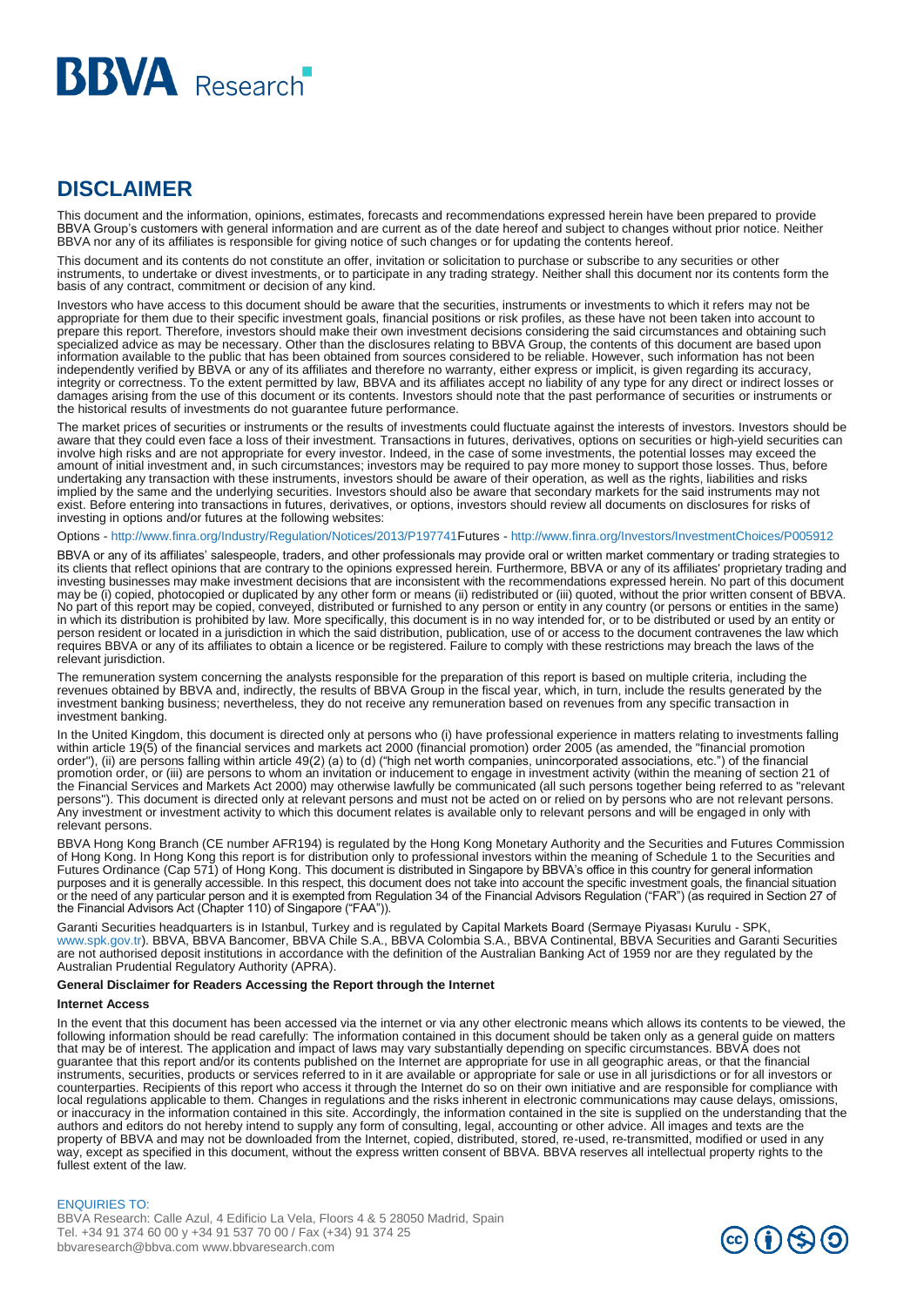# DISCLAIMER

This document and the information, opinions, estimates, forecasts and recommendations expressed herein have been prepared to provide BBVA Group's customers with general information and are current as of the date hereof and subject to changes without prior notice. Neither BBVA nor any of its affiliates is responsible for giving notice of such changes or for updating the contents hereof.

This document and its contents do not constitute an offer, invitation or solicitation to purchase or subscribe to any securities or other instruments, to undertake or divest investments, or to participate in any trading strategy. Neither shall this document nor its contents form the basis of any contract, commitment or decision of any kind.

Investors who have access to this document should be aware that the securities, instruments or investments to which it refers may not be appropriate for them due to their specific investment goals, financial positions or risk profiles, as these have not been taken into account to prepare this report. Therefore, investors should make their own investment decisions considering the said circumstances and obtaining such specialized advice as may be necessary. Other than the disclosures relating to BBVA Group, the contents of this document are based upon information available to the public that has been obtained from sources considered to be reliable. However, such information has not been independently verified by BBVA or any of its affiliates and therefore no warranty, either express or implicit, is given regarding its accuracy, integrity or correctness. To the extent permitted by law, BBVA and its affiliates accept no liability of any type for any direct or indirect losses or damages arising from the use of this document or its contents. Investors should note that the past performance of securities or instruments or the historical results of investments do not guarantee future performance.

The market prices of securities or instruments or the results of investments could fluctuate against the interests of investors. Investors should be aware that they could even face a loss of their investment. Transactions in futures, derivatives, options on securities or high-yield securities can involve high risks and are not appropriate for every investor. Indeed, in the case of some investments, the potential losses may exceed the amount of initial investment and, in such circumstances; investors may be required to pay more money to support those losses. Thus, before undertaking any transaction with these instruments, investors should be aware of their operation, as well as the rights, liabilities and risks implied by the same and the underlying securities. Investors should also be aware that secondary markets for the said instruments may not exist. Before entering into transactions in futures, derivatives, or options, investors should review all documents on disclosures for risks of investing in options and/or futures at the following websites:

Options - http://www.finra.org/Industry/Regulation/Notices/2013/P197741Futures - http://www.finra.org/Investors/InvestmentChoices/P005912

BBVA or any of its affiliates' salespeople, traders, and other professionals may provide oral or written market commentary or trading strategies to its clients that reflect opinions that are contrary to the opinions expressed herein. Furthermore, BBVA or any of its affiliates' proprietary trading and investing businesses may make investment decisions that are inconsistent with the recommendations expressed herein. No part of this document may be (i) copied, photocopied or duplicated by any other form or means (ii) redistributed or (iii) quoted, without the prior written consent of BBVA. No part of this report may be copied, conveyed, distributed or furnished to any person or entity in any country (or persons or entities in the same) in which its distribution is prohibited by law. More specifically, this document is in no way intended for, or to be distributed or used by an entity or person resident or located in a jurisdiction in which the said distribution, publication, use of or access to the document contravenes the law which requires BBVA or any of its affiliates to obtain a licence or be registered. Failure to comply with these restrictions may breach the laws of the relevant jurisdiction.

The remuneration system concerning the analysts responsible for the preparation of this report is based on multiple criteria, including the revenues obtained by BBVA and, indirectly, the results of BBVA Group in the fiscal year, which, in turn, include the results generated by the investment banking business; nevertheless, they do not receive any remuneration based on revenues from any specific transaction in investment banking.

In the United Kingdom, this document is directed only at persons who (i) have professional experience in matters relating to investments falling within article 19(5) of the financial services and markets act 2000 (financial promotion) order 2005 (as amended, the "financial promotion order"), (ii) are persons falling within article 49(2) (a) to (d) ("high net worth companies, unincorporated associations, etc.") of the financial promotion order, or (iii) are persons to whom an invitation or inducement to engage in investment activity (within the meaning of section 21 of the Financial Services and Markets Act 2000) may otherwise lawfully be communicated (all such persons together being referred to as "relevant persons"). This document is directed only at relevant persons and must not be acted on or relied on by persons who are not relevant persons. Any investment or investment activity to which this document relates is available only to relevant persons and will be engaged in only with relevant persons.

BBVA Hong Kong Branch (CE number AFR194) is regulated by the Hong Kong Monetary Authority and the Securities and Futures Commission of Hong Kong. In Hong Kong this report is for distribution only to professional investors within the meaning of Schedule 1 to the Securities and Futures Ordinance (Cap 571) of Hong Kong. This document is distributed in Singapore by BBVA's office in this country for general information purposes and it is generally accessible. In this respect, this document does not take into account the specific investment goals, the financial situation or the need of any particular person and it is exempted from Regulation 34 of the Financial Advisors Regulation ("FAR") (as required in Section 27 of the Financial Advisors Act (Chapter 110) of Singapore ("FAA")).

Garanti Securities headquarters is in Istanbul, Turkey and is regulated by Capital Markets Board (Sermaye Piyasası Kurulu - SPK, www.spk.gov.tr). BBVA, BBVA Bancomer, BBVA Chile S.A., BBVA Colombia S.A., BBVA Continental, BBVA Securities and Garanti Securities are not authorised deposit institutions in accordance with the definition of the Australian Banking Act of 1959 nor are they regulated by the Australian Prudential Regulatory Authority (APRA).

**General Disclaimer for Readers Accessing the Report through the Internet**

**Internet Access**

In the event that this document has been accessed via the internet or via any other electronic means which allows its contents to be viewed, the following information should be read carefully: The information contained in this document should be taken only as a general guide on matters that may be of interest. The application and impact of laws may vary substantially depending on specific circumstances. BBVA does not guarantee that this report and/or its contents published on the Internet are appropriate for use in all geographic areas, or that the financial instruments, securities, products or services referred to in it are available or appropriate for sale or use in all jurisdictions or for all investors or counterparties. Recipients of this report who access it through the Internet do so on their own initiative and are responsible for compliance with local regulations applicable to them. Changes in regulations and the risks inherent in electronic communications may cause delays, omissions, or inaccuracy in the information contained in this site. Accordingly, the information contained in the site is supplied on the understanding that the authors and editors do not hereby intend to supply any form of consulting, legal, accounting or other advice. All images and texts are the property of BBVA and may not be downloaded from the Internet, copied, distributed, stored, re-used, re-transmitted, modified or used in any way, except as specified in this document, without the express written consent of BBVA. BBVA reserves all intellectual property rights to the fullest extent of the law.

ENQUIRIES TO:
BBVA Research: Calle Azul, 4 Edificio La Vela, Floors 4 & 5 28050 Madrid, Spain
Tel. +34 91 374 60 00 y +34 91 537 70 00 / Fax (+34) 91 374 25
bbvaresearch@bbva.com www.bbvaresearch.com